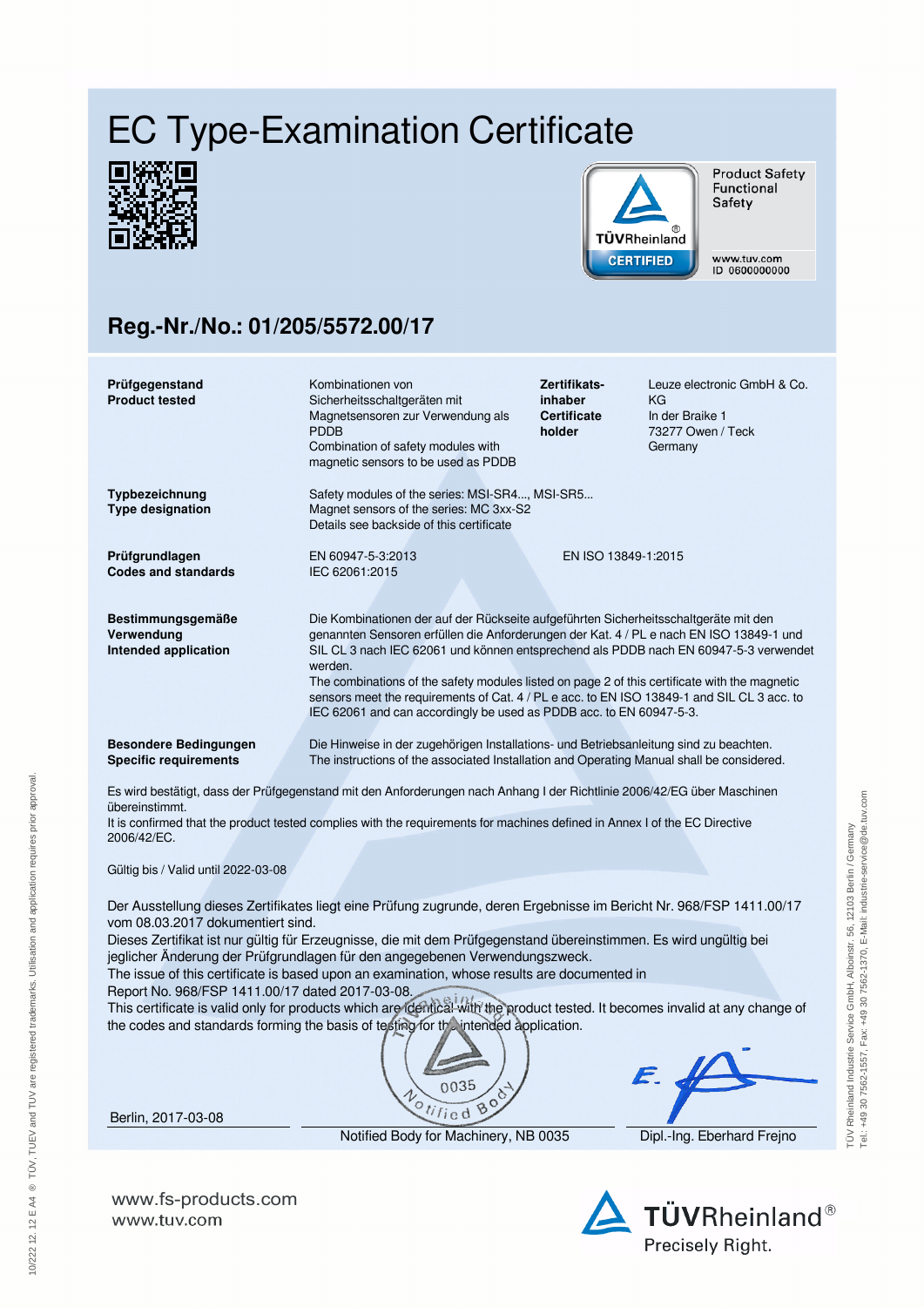# EC Type-Examination Certificate

Product Safety
Functional
Safety

www.tuv.com
ID 0600000000

## Reg.-Nr./No.: 01/205/5572.00/17

| | | | |
|---|---|---|---|
| **Prüfgegenstand**<br>**Product tested** | Kombinationen von Sicherheitsschaltgeräten mit Magnetsensoren zur Verwendung als PDDB<br>Combination of safety modules with magnetic sensors to be used as PDDB | **Zertifikats-inhaber**<br>**Certificate holder** | Leuze electronic GmbH & Co. KG<br>In der Braike 1<br>73277 Owen / Teck<br>Germany |

**Typbezeichnung**
**Type designation**

Safety modules of the series: MSI-SR4..., MSI-SR5...
Magnet sensors of the series: MC 3xx-S2
Details see backside of this certificate

**Prüfgrundlagen**
**Codes and standards**

EN 60947-5-3:2013
IEC 62061:2015
EN ISO 13849-1:2015

**Bestimmungsgemäße Verwendung**
**Intended application**

Die Kombinationen der auf der Rückseite aufgeführten Sicherheitsschaltgeräte mit den genannten Sensoren erfüllen die Anforderungen der Kat. 4 / PL e nach EN ISO 13849-1 und SIL CL 3 nach IEC 62061 und können entsprechend als PDDB nach EN 60947-5-3 verwendet werden.
The combinations of the safety modules listed on page 2 of this certificate with the magnetic sensors meet the requirements of Cat. 4 / PL e acc. to EN ISO 13849-1 and SIL CL 3 acc. to IEC 62061 and can accordingly be used as PDDB acc. to EN 60947-5-3.

**Besondere Bedingungen**
**Specific requirements**

Die Hinweise in der zugehörigen Installations- und Betriebsanleitung sind zu beachten.
The instructions of the associated Installation and Operating Manual shall be considered.

Es wird bestätigt, dass der Prüfgegenstand mit den Anforderungen nach Anhang I der Richtlinie 2006/42/EG über Maschinen übereinstimmt.
It is confirmed that the product tested complies with the requirements for machines defined in Annex I of the EC Directive 2006/42/EC.

Gültig bis / Valid until 2022-03-08

Der Ausstellung dieses Zertifikates liegt eine Prüfung zugrunde, deren Ergebnisse im Bericht Nr. 968/FSP 1411.00/17 vom 08.03.2017 dokumentiert sind.
Dieses Zertifikat ist nur gültig für Erzeugnisse, die mit dem Prüfgegenstand übereinstimmen. Es wird ungültig bei jeglicher Änderung der Prüfgrundlagen für den angegebenen Verwendungszweck.
The issue of this certificate is based upon an examination, whose results are documented in Report No. 968/FSP 1411.00/17 dated 2017-03-08.
This certificate is valid only for products which are identical with the product tested. It becomes invalid at any change of the codes and standards forming the basis of testing for the intended application.

Berlin, 2017-03-08

Notified Body for Machinery, NB 0035

Dipl.-Ing. Eberhard Frejno

TÜV Rheinland Industrie Service GmbH, Alboinstr. 56, 12103 Berlin / Germany
Tel.: +49 30 7562-1557, Fax: +49 30 7562-1370, E-Mail: industrie-service@de.tuv.com

www.fs-products.com
www.tuv.com

TÜVRheinland®
Precisely Right.

10/222 12. 12 E A4 ® TÜV, TUEV and TUV are registered trademarks. Utilisation and application requires prior approval.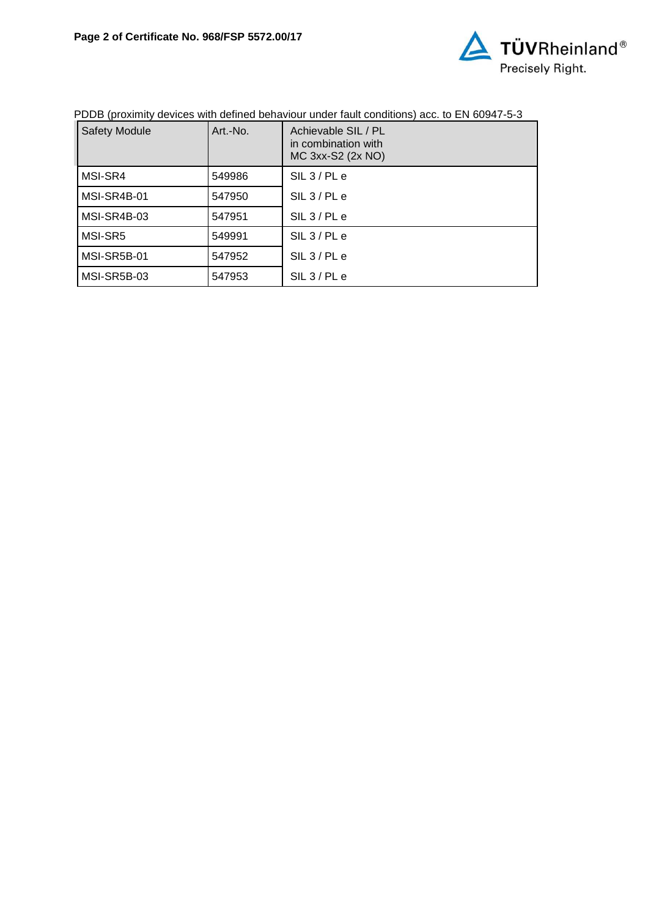PDDB (proximity devices with defined behaviour under fault conditions) acc. to EN 60947-5-3

| Safety Module | Art.-No. | Achievable SIL / PL in combination with MC 3xx-S2 (2x NO) |
|---|---|---|
| MSI-SR4 | 549986 | SIL 3 / PL e |
| MSI-SR4B-01 | 547950 | SIL 3 / PL e |
| MSI-SR4B-03 | 547951 | SIL 3 / PL e |
| MSI-SR5 | 549991 | SIL 3 / PL e |
| MSI-SR5B-01 | 547952 | SIL 3 / PL e |
| MSI-SR5B-03 | 547953 | SIL 3 / PL e |